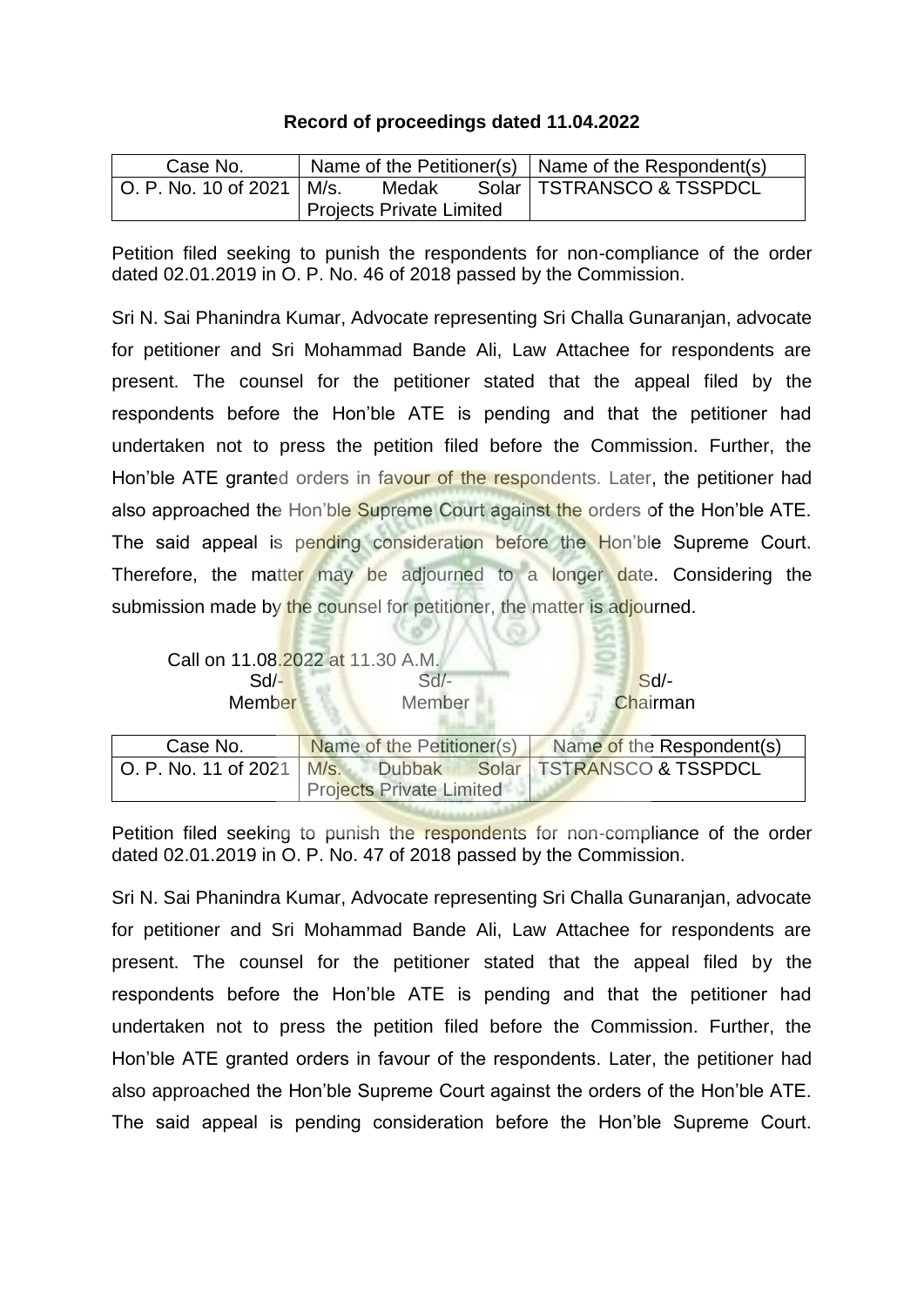**Record of proceedings dated 11.04.2022**

| Case No. | Name of the Petitioner(s) | Name of the Respondent(s) |
|---|---|---|
| O. P. No. 10 of 2021 | M/s. Medak Solar Projects Private Limited | TSTRANSCO & TSSPDCL |

Petition filed seeking to punish the respondents for non-compliance of the order dated 02.01.2019 in O. P. No. 46 of 2018 passed by the Commission.

Sri N. Sai Phanindra Kumar, Advocate representing Sri Challa Gunaranjan, advocate for petitioner and Sri Mohammad Bande Ali, Law Attachee for respondents are present. The counsel for the petitioner stated that the appeal filed by the respondents before the Hon'ble ATE is pending and that the petitioner had undertaken not to press the petition filed before the Commission. Further, the Hon'ble ATE granted orders in favour of the respondents. Later, the petitioner had also approached the Hon'ble Supreme Court against the orders of the Hon'ble ATE. The said appeal is pending consideration before the Hon'ble Supreme Court. Therefore, the matter may be adjourned to a longer date. Considering the submission made by the counsel for petitioner, the matter is adjourned.

Call on 11.08.2022 at 11.30 A.M.

| Sd/- | Sd/- | Sd/- |
|---|---|---|
| Member | Member | Chairman |

| Case No. | Name of the Petitioner(s) | Name of the Respondent(s) |
|---|---|---|
| O. P. No. 11 of 2021 | M/s. Dubbak Solar Projects Private Limited | TSTRANSCO & TSSPDCL |

Petition filed seeking to punish the respondents for non-compliance of the order dated 02.01.2019 in O. P. No. 47 of 2018 passed by the Commission.

Sri N. Sai Phanindra Kumar, Advocate representing Sri Challa Gunaranjan, advocate for petitioner and Sri Mohammad Bande Ali, Law Attachee for respondents are present. The counsel for the petitioner stated that the appeal filed by the respondents before the Hon'ble ATE is pending and that the petitioner had undertaken not to press the petition filed before the Commission. Further, the Hon'ble ATE granted orders in favour of the respondents. Later, the petitioner had also approached the Hon'ble Supreme Court against the orders of the Hon'ble ATE. The said appeal is pending consideration before the Hon'ble Supreme Court.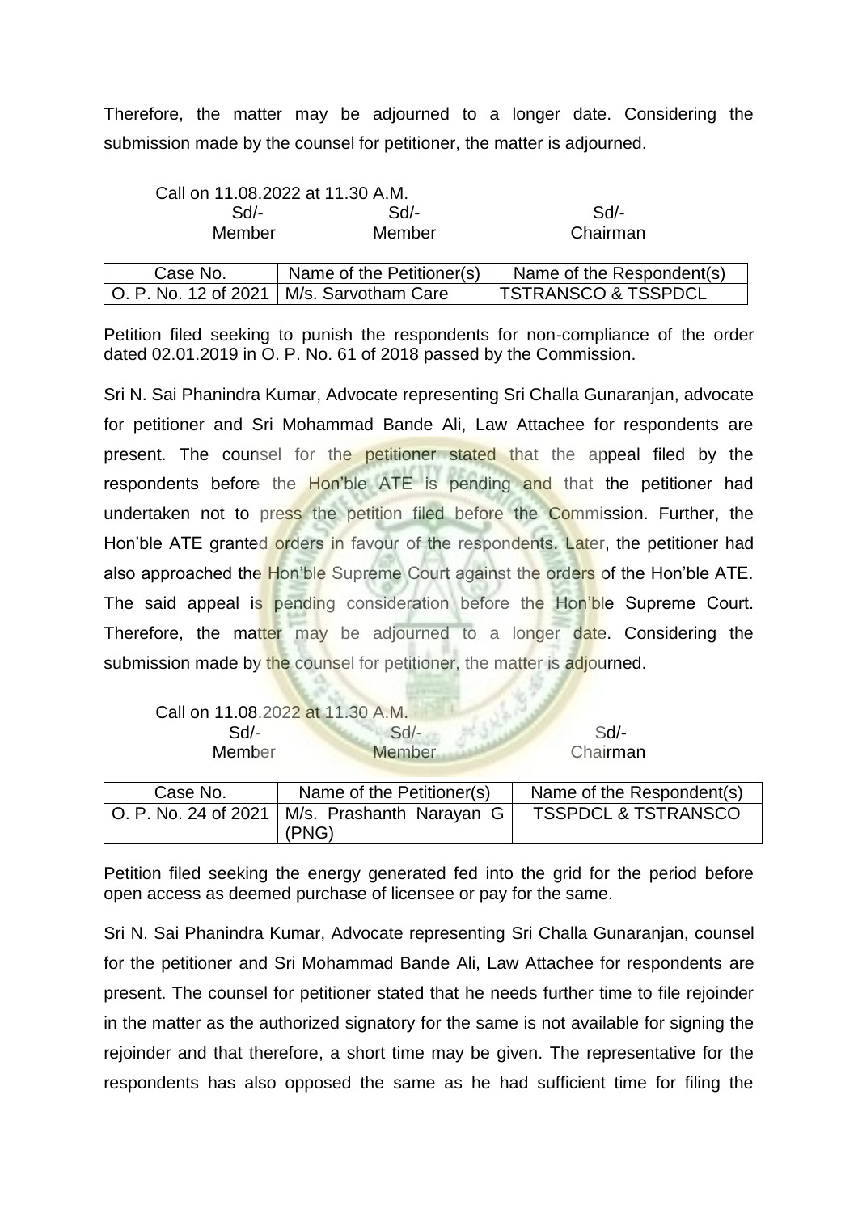Therefore, the matter may be adjourned to a longer date. Considering the submission made by the counsel for petitioner, the matter is adjourned.

Call on 11.08.2022 at 11.30 A.M.

| Sd/- | Sd/- | Sd/- |
|---|---|---|
| Member | Member | Chairman |

| Case No. | Name of the Petitioner(s) | Name of the Respondent(s) |
|---|---|---|
| O. P. No. 12 of 2021 | M/s. Sarvotham Care | TSTRANSCO & TSSPDCL |

Petition filed seeking to punish the respondents for non-compliance of the order dated 02.01.2019 in O. P. No. 61 of 2018 passed by the Commission.

Sri N. Sai Phanindra Kumar, Advocate representing Sri Challa Gunaranjan, advocate for petitioner and Sri Mohammad Bande Ali, Law Attachee for respondents are present. The counsel for the petitioner stated that the appeal filed by the respondents before the Hon'ble ATE is pending and that the petitioner had undertaken not to press the petition filed before the Commission. Further, the Hon'ble ATE granted orders in favour of the respondents. Later, the petitioner had also approached the Hon'ble Supreme Court against the orders of the Hon'ble ATE. The said appeal is pending consideration before the Hon'ble Supreme Court. Therefore, the matter may be adjourned to a longer date. Considering the submission made by the counsel for petitioner, the matter is adjourned.

Call on 11.08.2022 at 11.30 A.M.

| Sd/- | Sd/- | Sd/- |
|---|---|---|
| Member | Member | Chairman |

| Case No. | Name of the Petitioner(s) | Name of the Respondent(s) |
|---|---|---|
| O. P. No. 24 of 2021 | M/s. Prashanth Narayan G (PNG) | TSSPDCL & TSTRANSCO |

Petition filed seeking the energy generated fed into the grid for the period before open access as deemed purchase of licensee or pay for the same.

Sri N. Sai Phanindra Kumar, Advocate representing Sri Challa Gunaranjan, counsel for the petitioner and Sri Mohammad Bande Ali, Law Attachee for respondents are present. The counsel for petitioner stated that he needs further time to file rejoinder in the matter as the authorized signatory for the same is not available for signing the rejoinder and that therefore, a short time may be given. The representative for the respondents has also opposed the same as he had sufficient time for filing the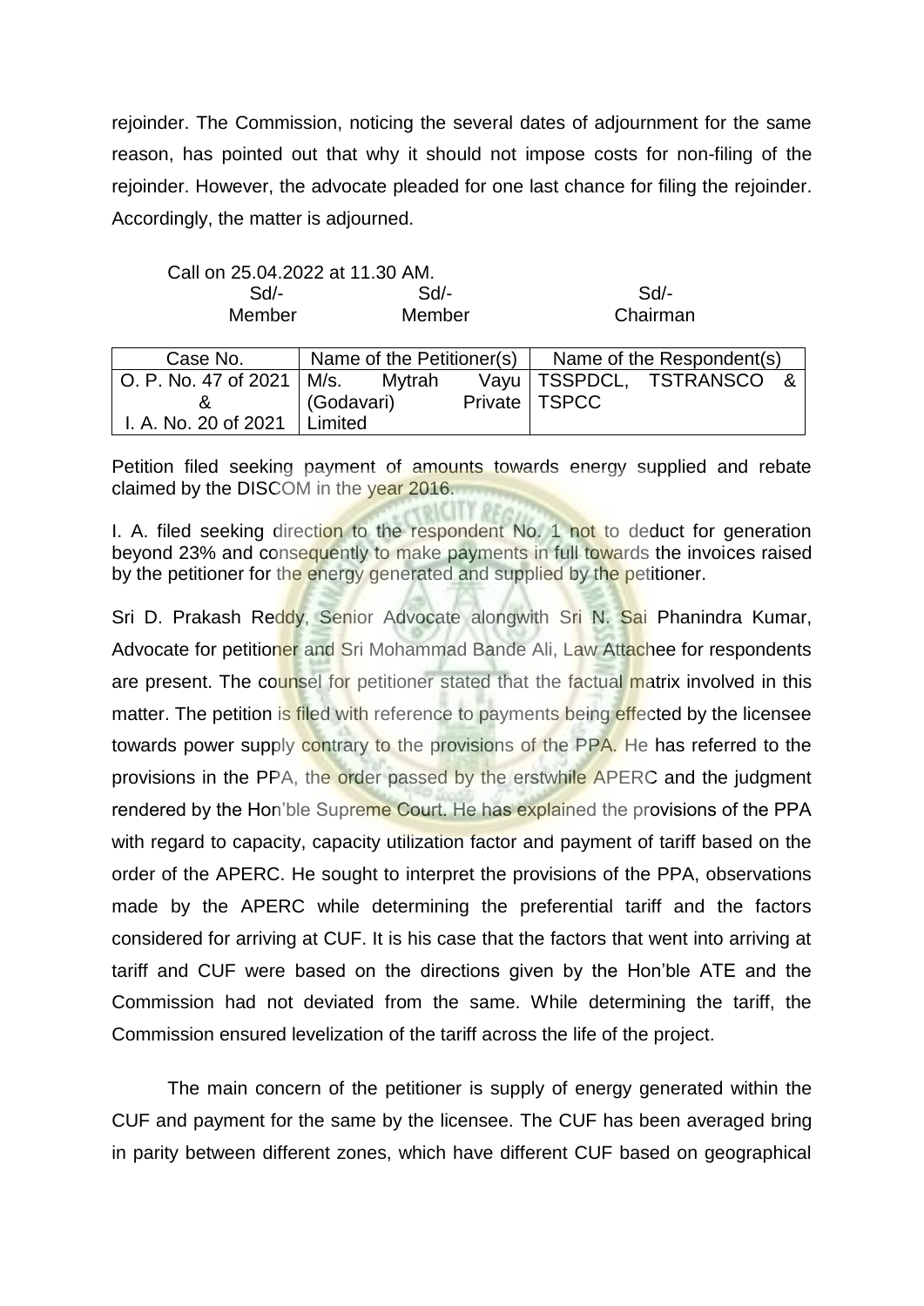rejoinder. The Commission, noticing the several dates of adjournment for the same reason, has pointed out that why it should not impose costs for non-filing of the rejoinder. However, the advocate pleaded for one last chance for filing the rejoinder. Accordingly, the matter is adjourned.

Call on 25.04.2022 at 11.30 AM.

| Sd/- | Sd/- | Sd/- |
|---|---|---|
| Member | Member | Chairman |

| Case No. | Name of the Petitioner(s) | Name of the Respondent(s) |
|---|---|---|
| O. P. No. 47 of 2021 & I. A. No. 20 of 2021 | M/s. Mytrah Vayu (Godavari) Private Limited | TSSPDCL, TSTRANSCO & TSPCC |

Petition filed seeking payment of amounts towards energy supplied and rebate claimed by the DISCOM in the year 2016.

I. A. filed seeking direction to the respondent No. 1 not to deduct for generation beyond 23% and consequently to make payments in full towards the invoices raised by the petitioner for the energy generated and supplied by the petitioner.

Sri D. Prakash Reddy, Senior Advocate alongwith Sri N. Sai Phanindra Kumar, Advocate for petitioner and Sri Mohammad Bande Ali, Law Attachee for respondents are present. The counsel for petitioner stated that the factual matrix involved in this matter. The petition is filed with reference to payments being effected by the licensee towards power supply contrary to the provisions of the PPA. He has referred to the provisions in the PPA, the order passed by the erstwhile APERC and the judgment rendered by the Hon'ble Supreme Court. He has explained the provisions of the PPA with regard to capacity, capacity utilization factor and payment of tariff based on the order of the APERC. He sought to interpret the provisions of the PPA, observations made by the APERC while determining the preferential tariff and the factors considered for arriving at CUF. It is his case that the factors that went into arriving at tariff and CUF were based on the directions given by the Hon'ble ATE and the Commission had not deviated from the same. While determining the tariff, the Commission ensured levelization of the tariff across the life of the project.

The main concern of the petitioner is supply of energy generated within the CUF and payment for the same by the licensee. The CUF has been averaged bring in parity between different zones, which have different CUF based on geographical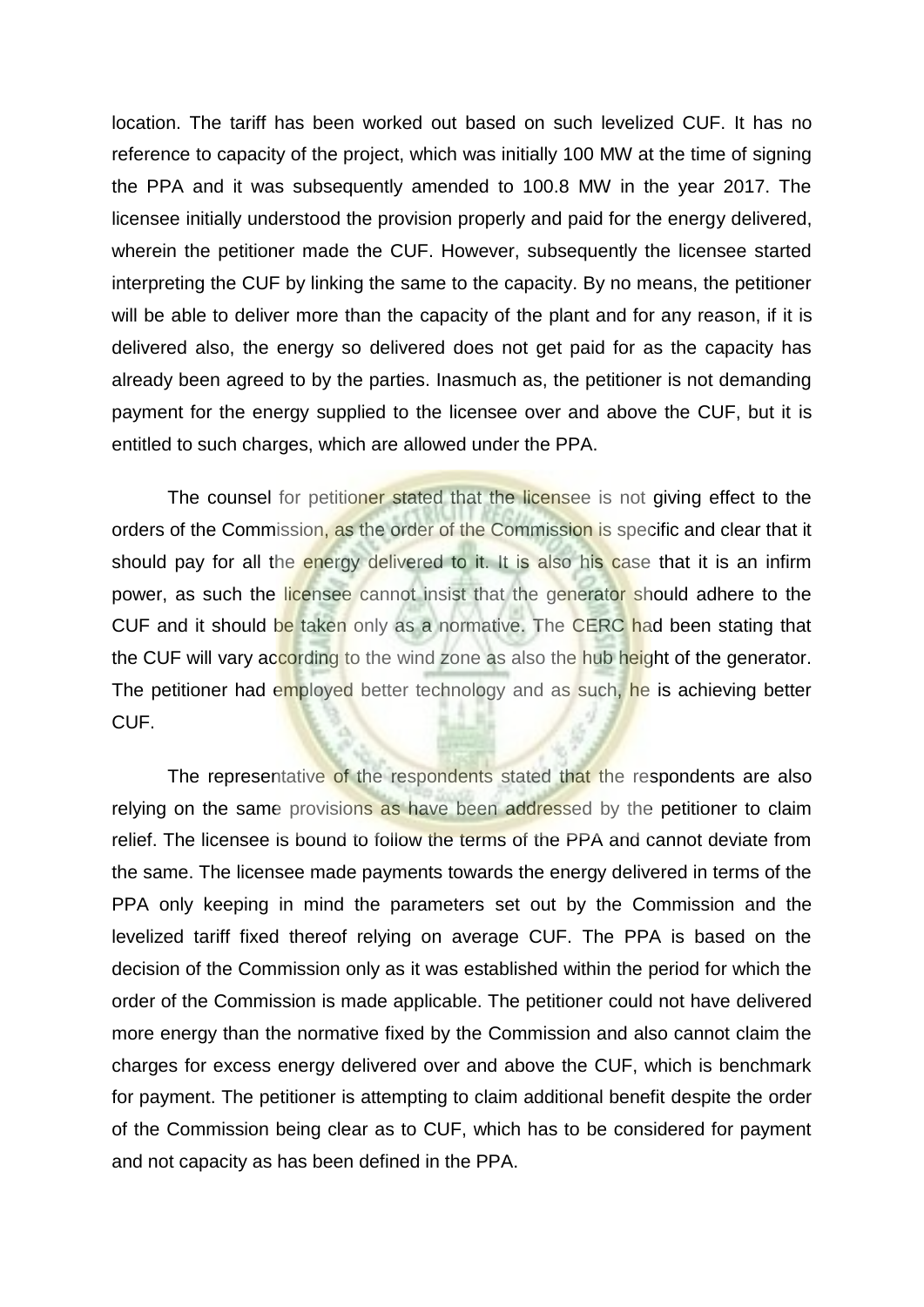location. The tariff has been worked out based on such levelized CUF. It has no reference to capacity of the project, which was initially 100 MW at the time of signing the PPA and it was subsequently amended to 100.8 MW in the year 2017. The licensee initially understood the provision properly and paid for the energy delivered, wherein the petitioner made the CUF. However, subsequently the licensee started interpreting the CUF by linking the same to the capacity. By no means, the petitioner will be able to deliver more than the capacity of the plant and for any reason, if it is delivered also, the energy so delivered does not get paid for as the capacity has already been agreed to by the parties. Inasmuch as, the petitioner is not demanding payment for the energy supplied to the licensee over and above the CUF, but it is entitled to such charges, which are allowed under the PPA.

The counsel for petitioner stated that the licensee is not giving effect to the orders of the Commission, as the order of the Commission is specific and clear that it should pay for all the energy delivered to it. It is also his case that it is an infirm power, as such the licensee cannot insist that the generator should adhere to the CUF and it should be taken only as a normative. The CERC had been stating that the CUF will vary according to the wind zone as also the hub height of the generator. The petitioner had employed better technology and as such, he is achieving better CUF.

The representative of the respondents stated that the respondents are also relying on the same provisions as have been addressed by the petitioner to claim relief. The licensee is bound to follow the terms of the PPA and cannot deviate from the same. The licensee made payments towards the energy delivered in terms of the PPA only keeping in mind the parameters set out by the Commission and the levelized tariff fixed thereof relying on average CUF. The PPA is based on the decision of the Commission only as it was established within the period for which the order of the Commission is made applicable. The petitioner could not have delivered more energy than the normative fixed by the Commission and also cannot claim the charges for excess energy delivered over and above the CUF, which is benchmark for payment. The petitioner is attempting to claim additional benefit despite the order of the Commission being clear as to CUF, which has to be considered for payment and not capacity as has been defined in the PPA.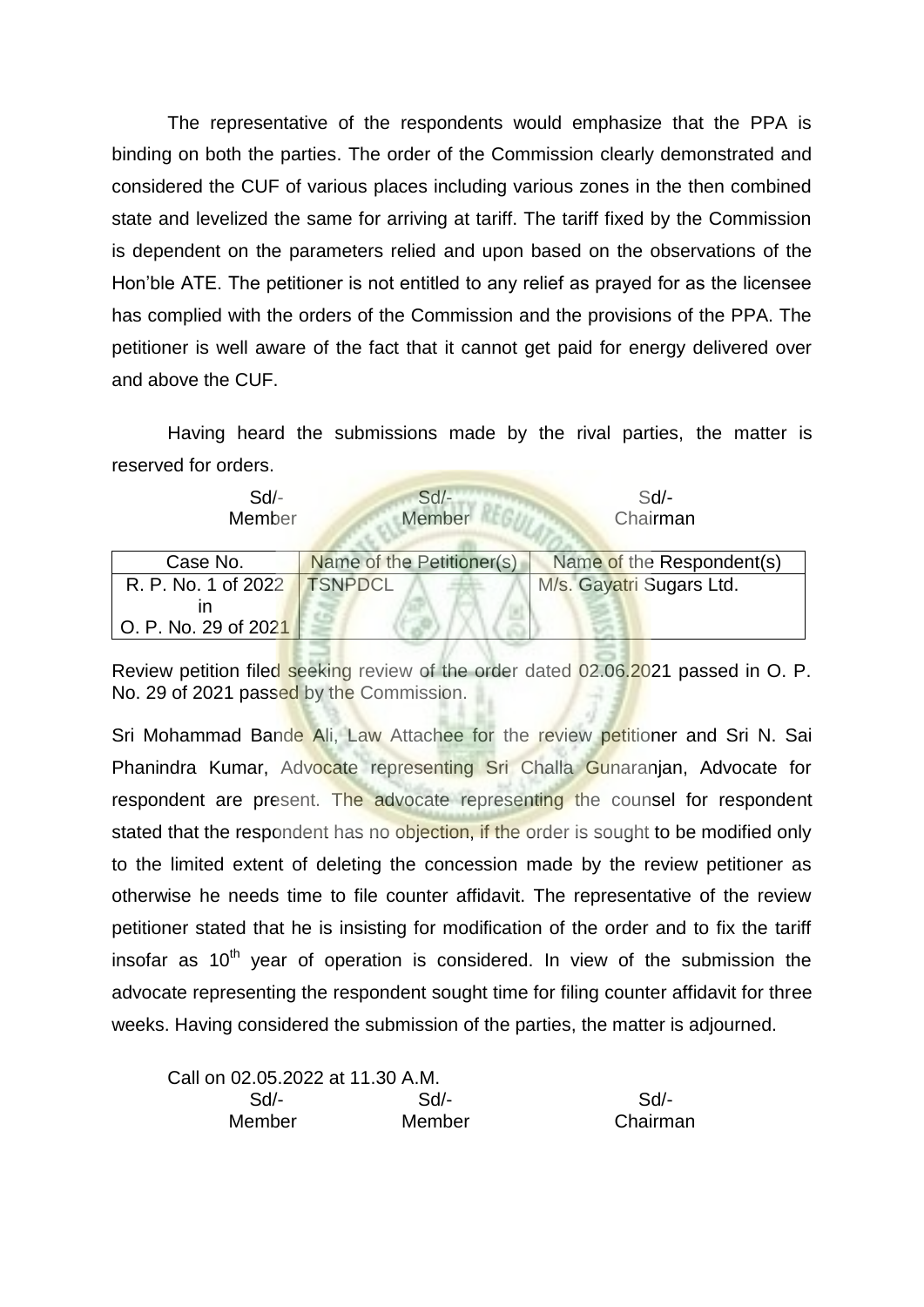The representative of the respondents would emphasize that the PPA is binding on both the parties. The order of the Commission clearly demonstrated and considered the CUF of various places including various zones in the then combined state and levelized the same for arriving at tariff. The tariff fixed by the Commission is dependent on the parameters relied and upon based on the observations of the Hon'ble ATE. The petitioner is not entitled to any relief as prayed for as the licensee has complied with the orders of the Commission and the provisions of the PPA. The petitioner is well aware of the fact that it cannot get paid for energy delivered over and above the CUF.

Having heard the submissions made by the rival parties, the matter is reserved for orders.

| Sd/- | Sd/- | Sd/- |
|---|---|---|
| Member | Member | Chairman |

| Case No. | Name of the Petitioner(s) | Name of the Respondent(s) |
|---|---|---|
| R. P. No. 1 of 2022 in O. P. No. 29 of 2021 | TSNPDCL | M/s. Gayatri Sugars Ltd. |

Review petition filed seeking review of the order dated 02.06.2021 passed in O. P. No. 29 of 2021 passed by the Commission.

Sri Mohammad Bande Ali, Law Attachee for the review petitioner and Sri N. Sai Phanindra Kumar, Advocate representing Sri Challa Gunaranjan, Advocate for respondent are present. The advocate representing the counsel for respondent stated that the respondent has no objection, if the order is sought to be modified only to the limited extent of deleting the concession made by the review petitioner as otherwise he needs time to file counter affidavit. The representative of the review petitioner stated that he is insisting for modification of the order and to fix the tariff insofar as 10th year of operation is considered. In view of the submission the advocate representing the respondent sought time for filing counter affidavit for three weeks. Having considered the submission of the parties, the matter is adjourned.

Call on 02.05.2022 at 11.30 A.M.

| Sd/- | Sd/- | Sd/- |
|---|---|---|
| Member | Member | Chairman |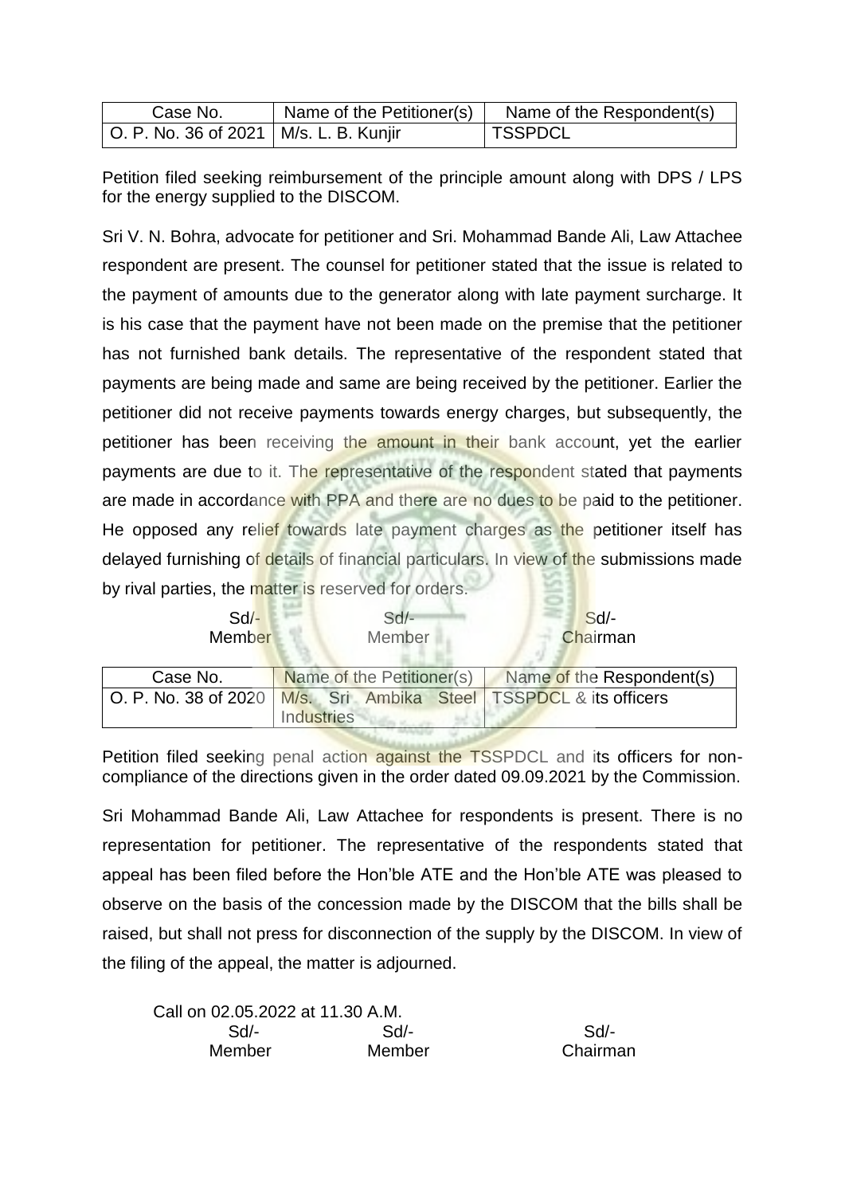| Case No. | Name of the Petitioner(s) | Name of the Respondent(s) |
|---|---|---|
| O. P. No. 36 of 2021 | M/s. L. B. Kunjir | TSSPDCL |

Petition filed seeking reimbursement of the principle amount along with DPS / LPS for the energy supplied to the DISCOM.

Sri V. N. Bohra, advocate for petitioner and Sri. Mohammad Bande Ali, Law Attachee respondent are present. The counsel for petitioner stated that the issue is related to the payment of amounts due to the generator along with late payment surcharge. It is his case that the payment have not been made on the premise that the petitioner has not furnished bank details. The representative of the respondent stated that payments are being made and same are being received by the petitioner. Earlier the petitioner did not receive payments towards energy charges, but subsequently, the petitioner has been receiving the amount in their bank account, yet the earlier payments are due to it. The representative of the respondent stated that payments are made in accordance with PPA and there are no dues to be paid to the petitioner. He opposed any relief towards late payment charges as the petitioner itself has delayed furnishing of details of financial particulars. In view of the submissions made by rival parties, the matter is reserved for orders.

| Sd/- | Sd/- | Sd/- |
|---|---|---|
| Member | Member | Chairman |

| Case No. | Name of the Petitioner(s) | Name of the Respondent(s) |
|---|---|---|
| O. P. No. 38 of 2020 | M/s. Sri Ambika Steel Industries | TSSPDCL & its officers |

Petition filed seeking penal action against the TSSPDCL and its officers for non-compliance of the directions given in the order dated 09.09.2021 by the Commission.

Sri Mohammad Bande Ali, Law Attachee for respondents is present. There is no representation for petitioner. The representative of the respondents stated that appeal has been filed before the Hon'ble ATE and the Hon'ble ATE was pleased to observe on the basis of the concession made by the DISCOM that the bills shall be raised, but shall not press for disconnection of the supply by the DISCOM. In view of the filing of the appeal, the matter is adjourned.

Call on 02.05.2022 at 11.30 A.M.

| Sd/- | Sd/- | Sd/- |
|---|---|---|
| Member | Member | Chairman |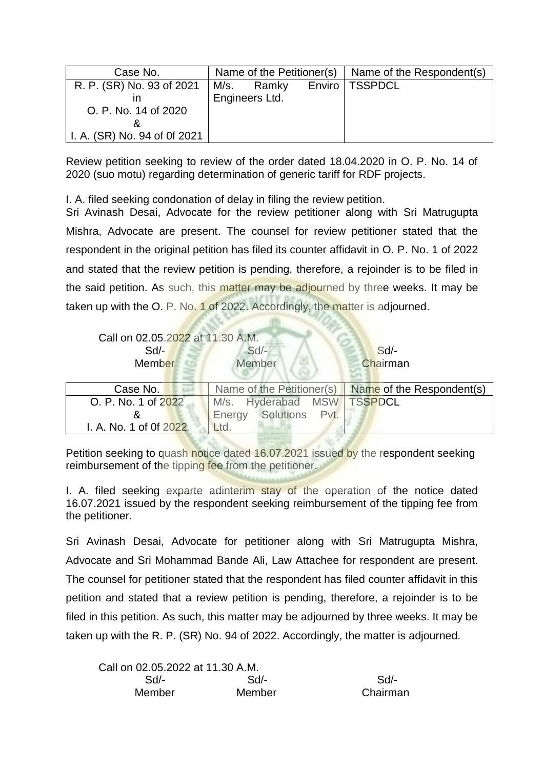| Case No. | Name of the Petitioner(s) | Name of the Respondent(s) |
|---|---|---|
| R. P. (SR) No. 93 of 2021 in O. P. No. 14 of 2020 & I. A. (SR) No. 94 of 0f 2021 | M/s. Ramky Enviro Engineers Ltd. | TSSPDCL |

Review petition seeking to review of the order dated 18.04.2020 in O. P. No. 14 of 2020 (suo motu) regarding determination of generic tariff for RDF projects.

I. A. filed seeking condonation of delay in filing the review petition.

Sri Avinash Desai, Advocate for the review petitioner along with Sri Matrugupta Mishra, Advocate are present. The counsel for review petitioner stated that the respondent in the original petition has filed its counter affidavit in O. P. No. 1 of 2022 and stated that the review petition is pending, therefore, a rejoinder is to be filed in the said petition. As such, this matter may be adjourned by three weeks. It may be taken up with the O. P. No. 1 of 2022. Accordingly, the matter is adjourned.

Call on 02.05.2022 at 11.30 A.M.

| Sd/- | Sd/- | Sd/- |
|---|---|---|
| Member | Member | Chairman |

| Case No. | Name of the Petitioner(s) | Name of the Respondent(s) |
|---|---|---|
| O. P. No. 1 of 2022 & I. A. No. 1 of 0f 2022 | M/s. Hyderabad MSW Energy Solutions Pvt. Ltd. | TSSPDCL |

Petition seeking to quash notice dated 16.07.2021 issued by the respondent seeking reimbursement of the tipping fee from the petitioner.

I. A. filed seeking exparte adinterim stay of the operation of the notice dated 16.07.2021 issued by the respondent seeking reimbursement of the tipping fee from the petitioner.

Sri Avinash Desai, Advocate for petitioner along with Sri Matrugupta Mishra, Advocate and Sri Mohammad Bande Ali, Law Attachee for respondent are present. The counsel for petitioner stated that the respondent has filed counter affidavit in this petition and stated that a review petition is pending, therefore, a rejoinder is to be filed in this petition. As such, this matter may be adjourned by three weeks. It may be taken up with the R. P. (SR) No. 94 of 2022. Accordingly, the matter is adjourned.

Call on 02.05.2022 at 11.30 A.M.

| Sd/- | Sd/- | Sd/- |
|---|---|---|
| Member | Member | Chairman |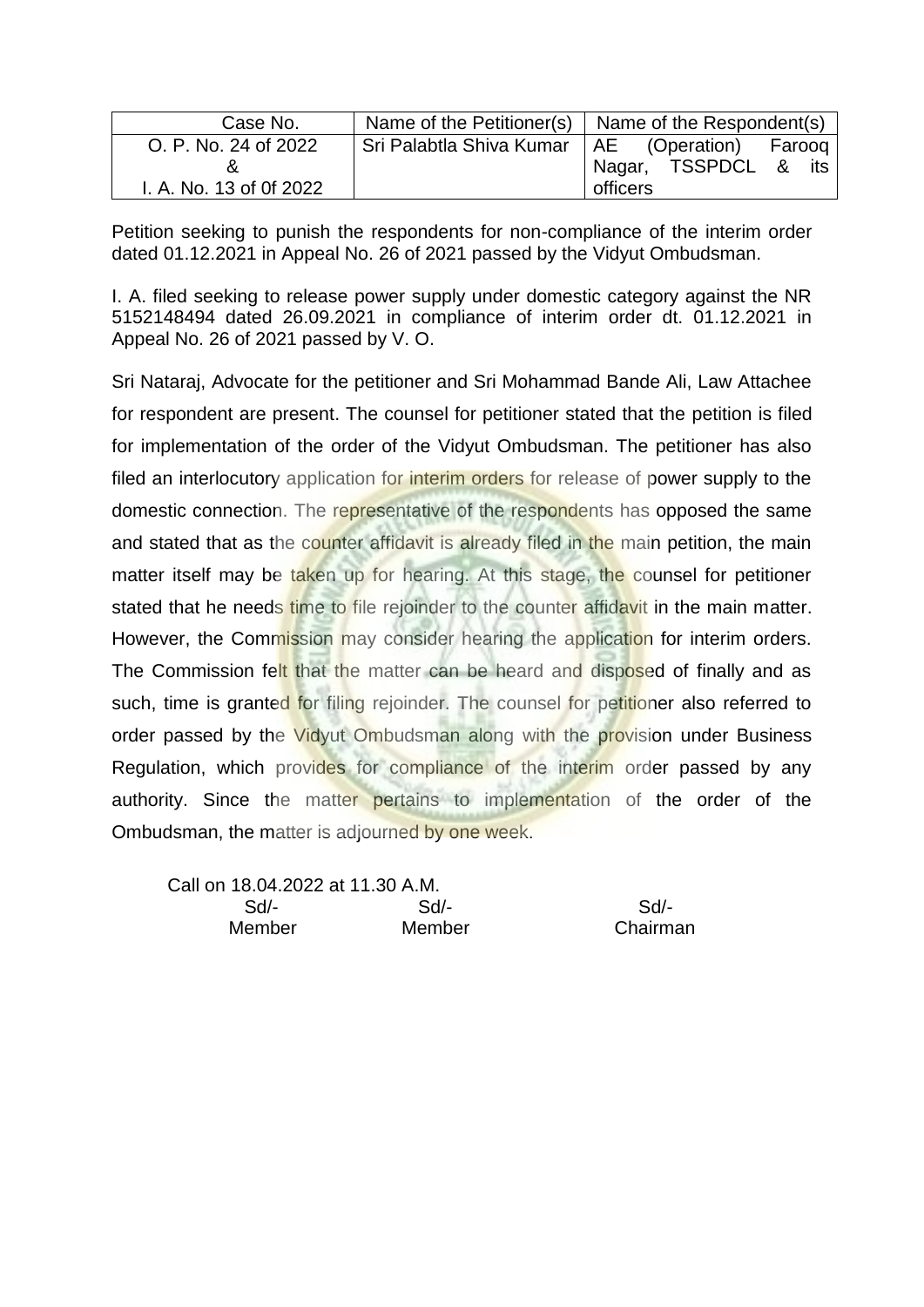| Case No. | Name of the Petitioner(s) | Name of the Respondent(s) |
|---|---|---|
| O. P. No. 24 of 2022 & I. A. No. 13 of 0f 2022 | Sri Palabtla Shiva Kumar | AE (Operation) Farooq Nagar, TSSPDCL & its officers |

Petition seeking to punish the respondents for non-compliance of the interim order dated 01.12.2021 in Appeal No. 26 of 2021 passed by the Vidyut Ombudsman.

I. A. filed seeking to release power supply under domestic category against the NR 5152148494 dated 26.09.2021 in compliance of interim order dt. 01.12.2021 in Appeal No. 26 of 2021 passed by V. O.

Sri Nataraj, Advocate for the petitioner and Sri Mohammad Bande Ali, Law Attachee for respondent are present. The counsel for petitioner stated that the petition is filed for implementation of the order of the Vidyut Ombudsman. The petitioner has also filed an interlocutory application for interim orders for release of power supply to the domestic connection. The representative of the respondents has opposed the same and stated that as the counter affidavit is already filed in the main petition, the main matter itself may be taken up for hearing. At this stage, the counsel for petitioner stated that he needs time to file rejoinder to the counter affidavit in the main matter. However, the Commission may consider hearing the application for interim orders. The Commission felt that the matter can be heard and disposed of finally and as such, time is granted for filing rejoinder. The counsel for petitioner also referred to order passed by the Vidyut Ombudsman along with the provision under Business Regulation, which provides for compliance of the interim order passed by any authority. Since the matter pertains to implementation of the order of the Ombudsman, the matter is adjourned by one week.

Call on 18.04.2022 at 11.30 A.M.

| Sd/- | Sd/- | Sd/- |
|---|---|---|
| Member | Member | Chairman |